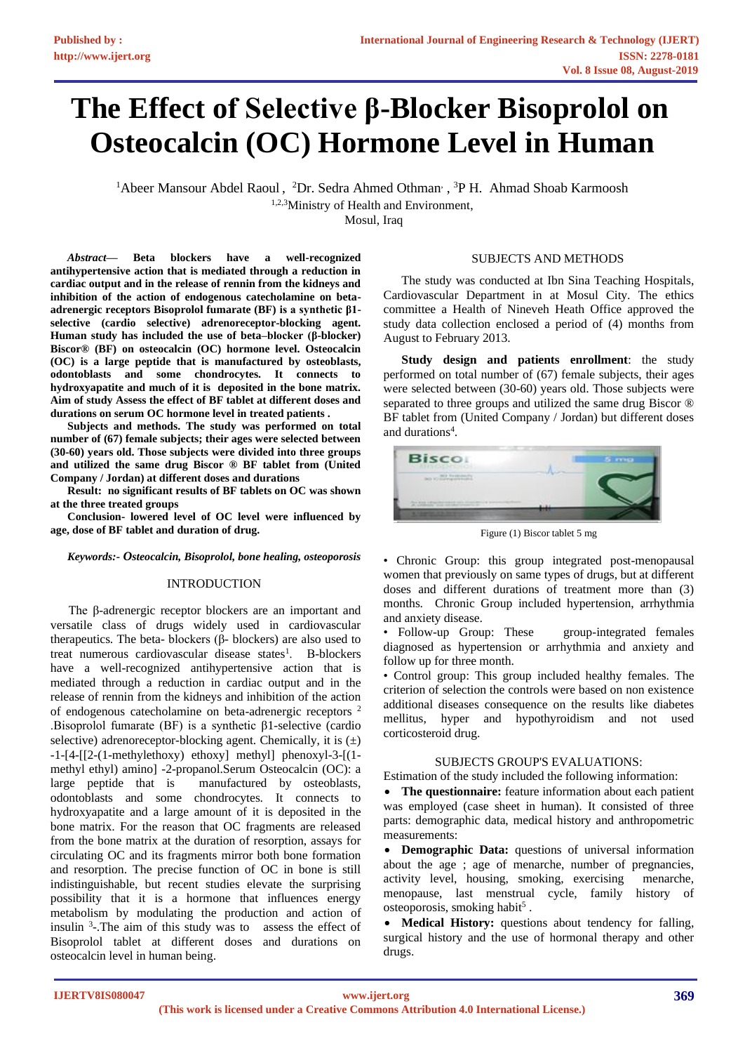# The Effect of Selective β-Blocker Bisoprolol on Osteocalcin (OC) Hormone Level in Human

[1]Abeer Mansour Abdel Raoul , [2]Dr. Sedra Ahmed Othman , [3]P H. Ahmad Shoab Karmoosh

[1,2,3]Ministry of Health and Environment,
Mosul, Iraq

***Abstract*— Beta blockers have a well-recognized antihypertensive action that is mediated through a reduction in cardiac output and in the release of rennin from the kidneys and inhibition of the action of endogenous catecholamine on beta-adrenergic receptors Bisoprolol fumarate (BF) is a synthetic β1-selective (cardio selective) adrenoreceptor-blocking agent. Human study has included the use of beta–blocker (β-blocker) Biscor® (BF) on osteocalcin (OC) hormone level. Osteocalcin (OC) is a large peptide that is manufactured by osteoblasts, odontoblasts and some chondrocytes. It connects to hydroxyapatite and much of it is deposited in the bone matrix. Aim of study Assess the effect of BF tablet at different doses and durations on serum OC hormone level in treated patients .**

**Subjects and methods. The study was performed on total number of (67) female subjects; their ages were selected between (30-60) years old. Those subjects were divided into three groups and utilized the same drug Biscor ® BF tablet from (United Company / Jordan) at different doses and durations**

**Result: no significant results of BF tablets on OC was shown at the three treated groups**

**Conclusion- lowered level of OC level were influenced by age, dose of BF tablet and duration of drug.**

***Keywords:- Osteocalcin, Bisoprolol, bone healing, osteoporosis***

## INTRODUCTION

The β-adrenergic receptor blockers are an important and versatile class of drugs widely used in cardiovascular therapeutics. The beta- blockers (β- blockers) are also used to treat numerous cardiovascular disease states[1]. B-blockers have a well-recognized antihypertensive action that is mediated through a reduction in cardiac output and in the release of rennin from the kidneys and inhibition of the action of endogenous catecholamine on beta-adrenergic receptors [2] .Bisoprolol fumarate (BF) is a synthetic β1-selective (cardio selective) adrenoreceptor-blocking agent. Chemically, it is (±) -1-[4-[[2-(1-methylethoxy) ethoxy] methyl] phenoxyl-3-[(1-methyl ethyl) amino] -2-propanol.Serum Osteocalcin (OC): a large peptide that is manufactured by osteoblasts, odontoblasts and some chondrocytes. It connects to hydroxyapatite and a large amount of it is deposited in the bone matrix. For the reason that OC fragments are released from the bone matrix at the duration of resorption, assays for circulating OC and its fragments mirror both bone formation and resorption. The precise function of OC in bone is still indistinguishable, but recent studies elevate the surprising possibility that it is a hormone that influences energy metabolism by modulating the production and action of insulin [3]-.The aim of this study was to assess the effect of Bisoprolol tablet at different doses and durations on osteocalcin level in human being.

## SUBJECTS AND METHODS

The study was conducted at Ibn Sina Teaching Hospitals, Cardiovascular Department in at Mosul City. The ethics committee a Health of Nineveh Heath Office approved the study data collection enclosed a period of (4) months from August to February 2013.

**Study design and patients enrollment**: the study performed on total number of (67) female subjects, their ages were selected between (30-60) years old. Those subjects were separated to three groups and utilized the same drug Biscor ® BF tablet from (United Company / Jordan) but different doses and durations[4].

Figure (1) Biscor tablet 5 mg

- Chronic Group: this group integrated post-menopausal women that previously on same types of drugs, but at different doses and different durations of treatment more than (3) months. Chronic Group included hypertension, arrhythmia and anxiety disease.
- Follow-up Group: These group-integrated females diagnosed as hypertension or arrhythmia and anxiety and follow up for three month.
- Control group: This group included healthy females. The criterion of selection the controls were based on non existence additional diseases consequence on the results like diabetes mellitus, hyper and hypothyroidism and not used corticosteroid drug.

## SUBJECTS GROUP'S EVALUATIONS:

Estimation of the study included the following information:

- **The questionnaire:** feature information about each patient was employed (case sheet in human). It consisted of three parts: demographic data, medical history and anthropometric measurements:
- **Demographic Data:** questions of universal information about the age ; age of menarche, number of pregnancies, activity level, housing, smoking, exercising menarche, menopause, last menstrual cycle, family history of osteoporosis, smoking habit[5] .
- **Medical History:** questions about tendency for falling, surgical history and the use of hormonal therapy and other drugs.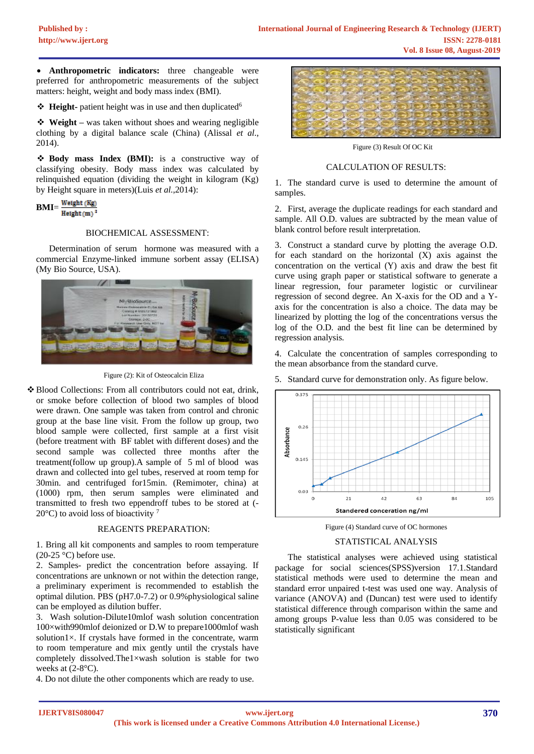- **Anthropometric indicators:** three changeable were preferred for anthropometric measurements of the subject matters: height, weight and body mass index (BMI).

❖ **Height-** patient height was in use and then duplicated[6]

❖ **Weight** – was taken without shoes and wearing negligible clothing by a digital balance scale (China) (Alissal *et al.*, 2014).

❖ **Body mass Index (BMI):** is a constructive way of classifying obesity. Body mass index was calculated by relinquished equation (dividing the weight in kilogram (Kg) by Height square in meters)(Luis *et al.*,2014):

$$BMI = \frac{Weight\ (Kg)}{Height\ (m)^2}$$

## BIOCHEMICAL ASSESSMENT:

Determination of serum hormone was measured with a commercial Enzyme-linked immune sorbent assay (ELISA) (My Bio Source, USA).

Figure (2): Kit of Osteocalcin Eliza

❖ Blood Collections: From all contributors could not eat, drink, or smoke before collection of blood two samples of blood were drawn. One sample was taken from control and chronic group at the base line visit. From the follow up group, two blood sample were collected, first sample at a first visit (before treatment with BF tablet with different doses) and the second sample was collected three months after the treatment(follow up group).A sample of 5 ml of blood was drawn and collected into gel tubes, reserved at room temp for 30min. and centrifuged for15min. (Remimoter, china) at (1000) rpm, then serum samples were eliminated and transmitted to fresh two eppendroff tubes to be stored at (-20°C) to avoid loss of bioactivity [7]

## REAGENTS PREPARATION:

1. Bring all kit components and samples to room temperature (20-25 °C) before use.
2. Samples- predict the concentration before assaying. If concentrations are unknown or not within the detection range, a preliminary experiment is recommended to establish the optimal dilution. PBS (pH7.0-7.2) or 0.9%physiological saline can be employed as dilution buffer.
3. Wash solution-Dilute10mlof wash solution concentration 100×with990mlof deionized or D.W to prepare1000mlof wash solution1×. If crystals have formed in the concentrate, warm to room temperature and mix gently until the crystals have completely dissolved.The1×wash solution is stable for two weeks at (2-8°C).
4. Do not dilute the other components which are ready to use.

Figure (3) Result Of OC Kit

## CALCULATION OF RESULTS:

1. The standard curve is used to determine the amount of samples.
2. First, average the duplicate readings for each standard and sample. All O.D. values are subtracted by the mean value of blank control before result interpretation.
3. Construct a standard curve by plotting the average O.D. for each standard on the horizontal (X) axis against the concentration on the vertical (Y) axis and draw the best fit curve using graph paper or statistical software to generate a linear regression, four parameter logistic or curvilinear regression of second degree. An X-axis for the OD and a Y-axis for the concentration is also a choice. The data may be linearized by plotting the log of the concentrations versus the log of the O.D. and the best fit line can be determined by regression analysis.
4. Calculate the concentration of samples corresponding to the mean absorbance from the standard curve.
5. Standard curve for demonstration only. As figure below.

Figure (4) Standard curve of OC hormones

## STATISTICAL ANALYSIS

The statistical analyses were achieved using statistical package for social sciences(SPSS)version 17.1.Standard statistical methods were used to determine the mean and standard error unpaired t-test was used one way. Analysis of variance (ANOVA) and (Duncan) test were used to identify statistical difference through comparison within the same and among groups P-value less than 0.05 was considered to be statistically significant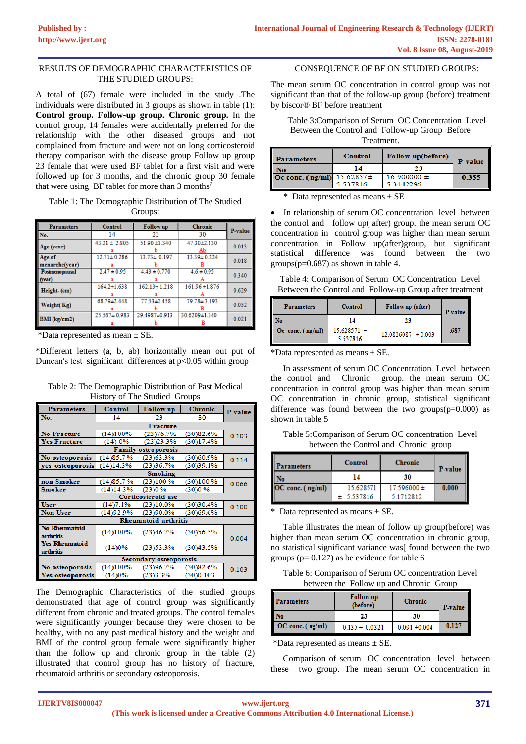## RESULTS OF DEMOGRAPHIC CHARACTERISTICS OF THE STUDIED GROUPS:

A total of (67) female were included in the study .The individuals were distributed in 3 groups as shown in table (1): **Control group. Follow-up group. Chronic group.** In the control group, 14 females were accidentally preferred for the relationship with the other diseased groups and not complained from fracture and were not on long corticosteroid therapy comparison with the disease group Follow up group 23 female that were used BF tablet for a first visit and were followed up for 3 months, and the chronic group 30 female that were using BF tablet for more than 3 months[7]

Table 1: The Demographic Distribution of The Studied Groups:

| Parameters | Control | Follow up | Chronic | P-value |
|---|---|---|---|---|
| No. | 14 | 23 | 30 | |
| Age (year) | 43.21 ± 2.805 a | 51.90 ±1.340 b | 47.30±2.130 Ab | 0.013 |
| Age of menarche(year) | 12.71± 0.286 a | 13.73± 0.197 b | 13.39± 0.224 B | 0.018 |
| Postmenopausal (year) | 2.47 ± 0.95 a | 4.43 ± 0.770 a | 4.6 ± 0.95 A | 0.340 |
| Height- (cm) | 164.2±1.638 a | 162.13± 1.218 a | 161.96 ±1.876 A | 0.629 |
| Weight( Kg) | 68.79±2.448 a | 77.53±2.458 b | 79.78± 3.193 B | 0.052 |
| BMI (kg/cm2) | 25.567± 0.983 a | 29.4987±0.913 b | 30.6209±1.340 B | 0.021 |

*Data represented as mean ± SE.

*Different letters (a, b, ab) horizontally mean out put of Duncan's test significant differences at p<0.05 within group

Table 2: The Demographic Distribution of Past Medical History of The Studied Groups

| Parameters | Control | Follow up | Chronic | P-value |
|---|---|---|---|---|
| No. | 14 | 23 | 30 | |
| **Fracture** | | | | |
| No Fracture | (14)100% | (23)76.7% | (30)82.6% | 0.103 |
| Yes Fracture | (14) 0% | (23)23.3% | (30)17.4% | |
| **Family osteoporosis** | | | | |
| No osteoporosis | (14)85.7 % | (23)63.3% | (30)60.9% | 0.114 |
| yes osteoporosis | (14)14.3% | (23)36.7% | (30)39.1% | |
| **Smoking** | | | | |
| non Smoker | (14)85.7 % | (23)100 % | (30)100 % | 0.066 |
| Smoker | (14)14.3% | (23)0 % | (30)0 % | |
| **Corticosteroid use** | | | | |
| User | (14)7.1% | (23)10.0% | (30)30.4% | 0.100 |
| Non User | (14)92.9% | (23)90.0% | (30)69.6% | |
| **Rheumatoid arthritis** | | | | |
| No Rheumatoid arthritis | (14)100% | (23)46.7% | (30)56.5% | 0.004 |
| Yes Rheumatoid arthritis | (14)0% | (23)53.3% | (30)43.5% | |
| **Secondary osteoporosis** | | | | |
| No osteoporosis | (14)100% | (23)96.7% | (30)82.6% | 0.103 |
| Yes osteoporosis | (14)0% | (23)3.3% | (30)0.103 | |

The Demographic Characteristics of the studied groups demonstrated that age of control group was significantly different from chronic and treated groups. The control females were significantly younger because they were chosen to be healthy, with no any past medical history and the weight and BMI of the control group female were significantly higher than the follow up and chronic group in the table (2) illustrated that control group has no history of fracture, rheumatoid arthritis or secondary osteoporosis.

## CONSEQUENCE OF BF ON STUDIED GROUPS:

The mean serum OC concentration in control group was not significant than that of the follow-up group (before) treatment by biscor® BF before treatment

Table 3:Comparison of Serum OC Concentration Level Between the Control and Follow-up Group Before Treatment.

| Parameters | Control | Follow up(before) | P-value |
|---|---|---|---|
| No | 14 | 23 | |
| Oc conc. ( ng/ml) | 15.62857 ± 5.537816 | 16.900000 ± 5.3442296 | 0.355 |

\* Data represented as means ± SE

- In relationship of serum OC concentration level between the control and follow up( after) group. the mean serum OC concentration in control group was higher than mean serum concentration in Follow up(after)group, but significant statistical difference was found between the two groups(p=0.687) as shown in table 4.

Table 4: Comparison of Serum OC Concentration Level Between the Control and Follow-up Group after treatment

| Parameters | Control | Follow up (after) | P-value |
|---|---|---|---|
| No | 14 | 23 | |
| Oc conc. ( ng/ml) | 15.628571 ± 5.537816 | 12.0826087 ± 0.003 | .687 |

*Data represented as means ± SE.

In assessment of serum OC Concentration Level between the control and Chronic group. the mean serum OC concentration in control group was higher than mean serum OC concentration in chronic group, statistical significant difference was found between the two groups(p=0.000) as shown in table 5

Table 5:Comparison of Serum OC concentration Level between the Control and Chronic group

| Parameters | Control | Chronic | P-value |
|---|---|---|---|
| No | 14 | 30 | |
| OC conc. ( ng/ml) | 15.628571 ± 5.537816 | 17.596000 ± 5.1712812 | 0.000 |

\* Data represented as means ± SE.

Table illustrates the mean of follow up group(before) was higher than mean serum OC concentration in chronic group, no statistical significant variance was[ found between the two groups (p= 0.127) as be evidence for table 6

Table 6: Comparison of Serum OC concentration Level between the Follow up and Chronic Group

| Parameters | Follow up (before) | Chronic | P-value |
|---|---|---|---|
| No | 23 | 30 | |
| OC conc. ( ng/ml) | 0.135 ± 0.0321 | 0.091 ±0.004 | 0.127 |

*Data represented as means ± SE.

Comparison of serum OC concentration level between these two group. The mean serum OC concentration in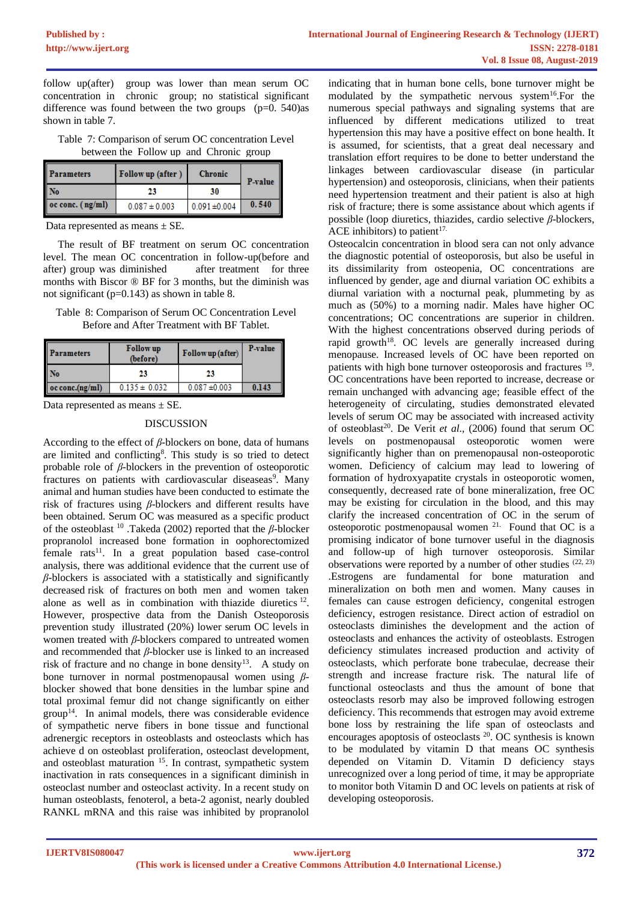follow up(after) group was lower than mean serum OC concentration in chronic group; no statistical significant difference was found between the two groups (p=0. 540)as shown in table 7.

Table 7: Comparison of serum OC concentration Level between the Follow up and Chronic group

| Parameters | Follow up (after ) | Chronic | P-value |
|---|---|---|---|
| No | 23 | 30 | |
| oc conc. ( ng/ml) | 0.087 ± 0.003 | 0.091 ±0.004 | 0. 540 |

Data represented as means ± SE.

The result of BF treatment on serum OC concentration level. The mean OC concentration in follow-up(before and after) group was diminished after treatment for three months with Biscor ® BF for 3 months, but the diminish was not significant (p=0.143) as shown in table 8.

Table 8: Comparison of Serum OC Concentration Level Before and After Treatment with BF Tablet.

| Parameters | Follow up (before) | Follow up (after) | P-value |
|---|---|---|---|
| No | 23 | 23 | |
| oc conc.(ng/ml) | 0.135 ± 0.032 | 0.087 ±0.003 | 0.143 |

Data represented as means ± SE.

## DISCUSSION

According to the effect of *β*-blockers on bone, data of humans are limited and conflicting[8]. This study is so tried to detect probable role of *β*-blockers in the prevention of osteoporotic fractures on patients with cardiovascular diseaseas[9]. Many animal and human studies have been conducted to estimate the risk of fractures using *β*-blockers and different results have been obtained. Serum OC was measured as a specific product of the osteoblast [10] .Takeda (2002) reported that the *β*-blocker propranolol increased bone formation in oophorectomized female rats[11]. In a great population based case-control analysis, there was additional evidence that the current use of *β*-blockers is associated with a statistically and significantly decreased risk of fractures on both men and women taken alone as well as in combination with thiazide diuretics [12]. However, prospective data from the Danish Osteoporosis prevention study illustrated (20%) lower serum OC levels in women treated with *β*-blockers compared to untreated women and recommended that *β*-blocker use is linked to an increased risk of fracture and no change in bone density[13]. A study on bone turnover in normal postmenopausal women using *β*-blocker showed that bone densities in the lumbar spine and total proximal femur did not change significantly on either group[14]. In animal models, there was considerable evidence of sympathetic nerve fibers in bone tissue and functional adrenergic receptors in osteoblasts and osteoclasts which has achieve d on osteoblast proliferation, osteoclast development, and osteoblast maturation [15]. In contrast, sympathetic system inactivation in rats consequences in a significant diminish in osteoclast number and osteoclast activity. In a recent study on human osteoblasts, fenoterol, a beta-2 agonist, nearly doubled RANKL mRNA and this raise was inhibited by propranolol indicating that in human bone cells, bone turnover might be modulated by the sympathetic nervous system[16].For the numerous special pathways and signaling systems that are influenced by different medications utilized to treat hypertension this may have a positive effect on bone health. It is assumed, for scientists, that a great deal necessary and translation effort requires to be done to better understand the linkages between cardiovascular disease (in particular hypertension) and osteoporosis, clinicians, when their patients need hypertension treatment and their patient is also at high risk of fracture; there is some assistance about which agents if possible (loop diuretics, thiazides, cardio selective *β*-blockers, ACE inhibitors) to patient[17].

Osteocalcin concentration in blood sera can not only advance the diagnostic potential of osteoporosis, but also be useful in its dissimilarity from osteopenia, OC concentrations are influenced by gender, age and diurnal variation OC exhibits a diurnal variation with a nocturnal peak, plummeting by as much as (50%) to a morning nadir. Males have higher OC concentrations; OC concentrations are superior in children. With the highest concentrations observed during periods of rapid growth[18]. OC levels are generally increased during menopause. Increased levels of OC have been reported on patients with high bone turnover osteoporosis and fractures [19]. OC concentrations have been reported to increase, decrease or remain unchanged with advancing age; feasible effect of the heterogeneity of circulating, studies demonstrated elevated levels of serum OC may be associated with increased activity of osteoblast[20]. De Verit *et al*., (2006) found that serum OC levels on postmenopausal osteoporotic women were significantly higher than on premenopausal non-osteoporotic women. Deficiency of calcium may lead to lowering of formation of hydroxyapatite crystals in osteoporotic women, consequently, decreased rate of bone mineralization, free OC may be existing for circulation in the blood, and this may clarify the increased concentration of OC in the serum of osteoporotic postmenopausal women [21]. Found that OC is a promising indicator of bone turnover useful in the diagnosis and follow-up of high turnover osteoporosis. Similar observations were reported by a number of other studies [22, 23] .Estrogens are fundamental for bone maturation and mineralization on both men and women. Many causes in females can cause estrogen deficiency, congenital estrogen deficiency, estrogen resistance. Direct action of estradiol on osteoclasts diminishes the development and the action of osteoclasts and enhances the activity of osteoblasts. Estrogen deficiency stimulates increased production and activity of osteoclasts, which perforate bone trabeculae, decrease their strength and increase fracture risk. The natural life of functional osteoclasts and thus the amount of bone that osteoclasts resorb may also be improved following estrogen deficiency. This recommends that estrogen may avoid extreme bone loss by restraining the life span of osteoclasts and encourages apoptosis of osteoclasts [20]. OC synthesis is known to be modulated by vitamin D that means OC synthesis depended on Vitamin D. Vitamin D deficiency stays unrecognized over a long period of time, it may be appropriate to monitor both Vitamin D and OC levels on patients at risk of developing osteoporosis.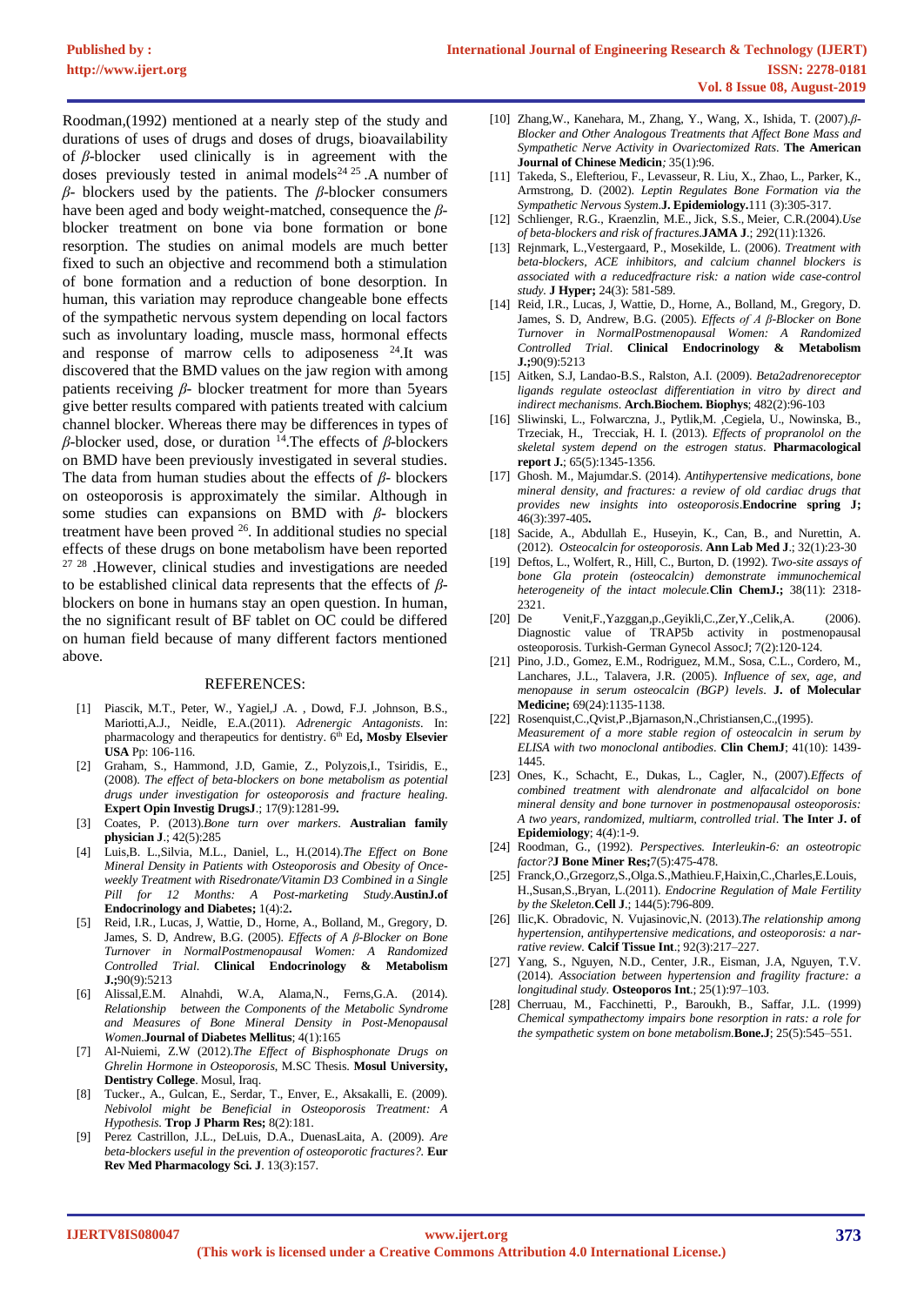Roodman,(1992) mentioned at a nearly step of the study and durations of uses of drugs and doses of drugs, bioavailability of *β*-blocker used clinically is in agreement with the doses previously tested in animal models[24 25] .A number of *β*- blockers used by the patients. The *β*-blocker consumers have been aged and body weight-matched, consequence the *β*-blocker treatment on bone via bone formation or bone resorption. The studies on animal models are much better fixed to such an objective and recommend both a stimulation of bone formation and a reduction of bone desorption. In human, this variation may reproduce changeable bone effects of the sympathetic nervous system depending on local factors such as involuntary loading, muscle mass, hormonal effects and response of marrow cells to adiposeness [24].It was discovered that the BMD values on the jaw region with among patients receiving *β*- blocker treatment for more than 5years give better results compared with patients treated with calcium channel blocker. Whereas there may be differences in types of *β*-blocker used, dose, or duration [14].The effects of *β*-blockers on BMD have been previously investigated in several studies. The data from human studies about the effects of *β*- blockers on osteoporosis is approximately the similar. Although in some studies can expansions on BMD with *β*- blockers treatment have been proved [26]. In additional studies no special effects of these drugs on bone metabolism have been reported [27 28] .However, clinical studies and investigations are needed to be established clinical data represents that the effects of *β*-blockers on bone in humans stay an open question. In human, the no significant result of BF tablet on OC could be differed on human field because of many different factors mentioned above.

## REFERENCES:

[1] Piascik, M.T., Peter, W., Yagiel,J .A. , Dowd, F.J. ,Johnson, B.S., Mariotti,A.J., Neidle, E.A.(2011). *Adrenergic Antagonists*. In: pharmacology and therapeutics for dentistry. 6th Ed**, Mosby Elsevier USA** Pp: 106-116.

[2] Graham, S., Hammond, J.D, Gamie, Z., Polyzois,I., Tsiridis, E., (2008). *The effect of beta-blockers on bone metabolism as potential drugs under investigation for osteoporosis and fracture healing*. **Expert Opin Investig DrugsJ**.; 17(9):1281-99**.**

[3] Coates, P. (2013).*Bone turn over markers*. **Australian family physician J**.; 42(5):285

[4] Luis,B. L.,Silvia, M.L., Daniel, L., H.(2014).*The Effect on Bone Mineral Density in Patients with Osteoporosis and Obesity of Once-weekly Treatment with Risedronate/Vitamin D3 Combined in a Single Pill for 12 Months: A Post-marketing Study*.**AustinJ.of Endocrinology and Diabetes;** 1(4):2**.**

[5] Reid, I.R., Lucas, J, Wattie, D., Horne, A., Bolland, M., Gregory, D. James, S. D, Andrew, B.G. (2005). *Effects of A β-Blocker on Bone Turnover in NormalPostmenopausal Women: A Randomized Controlled Trial*. **Clinical Endocrinology & Metabolism J.;**90(9):5213

[6] Alissal,E.M. Alnahdi, W.A, Alama,N., Ferns,G.A. (2014). *Relationship between the Components of the Metabolic Syndrome and Measures of Bone Mineral Density in Post-Menopausal Women*.**Journal of Diabetes Mellitus**; 4(1):165

[7] Al-Nuiemi, Z.W (2012).*The Effect of Bisphosphonate Drugs on Ghrelin Hormone in Osteoporosis*, M.SC Thesis. **Mosul University, Dentistry College**. Mosul, Iraq.

[8] Tucker., A., Gulcan, E., Serdar, T., Enver, E., Aksakalli, E. (2009). *Nebivolol might be Beneficial in Osteoporosis Treatment: A Hypothesis*. **Trop J Pharm Res;** 8(2):181.

[9] Perez Castrillon, J.L., DeLuis, D.A., DuenasLaita, A. (2009). *Are beta-blockers useful in the prevention of osteoporotic fractures?*. **Eur Rev Med Pharmacology Sci. J**. 13(3):157.

[10] Zhang,W., Kanehara, M., Zhang, Y., Wang, X., Ishida, T. (2007).*β-Blocker and Other Analogous Treatments that Affect Bone Mass and Sympathetic Nerve Activity in Ovariectomized Rats*. **The American Journal of Chinese Medicin***;* 35(1):96.

[11] Takeda, S., Elefteriou, F., Levasseur, R. Liu, X., Zhao, L., Parker, K., Armstrong, D. (2002). *Leptin Regulates Bone Formation via the Sympathetic Nervous System*.**J. Epidemiology.**111 (3):305-317.

[12] Schlienger, R.G., Kraenzlin, M.E., Jick, S.S., Meier, C.R.(2004).*Use of beta-blockers and risk of fractures*.**JAMA J**.; 292(11):1326.

[13] Rejnmark, L.,Vestergaard, P., Mosekilde, L. (2006). *Treatment with beta-blockers, ACE inhibitors, and calcium channel blockers is associated with a reducedfracture risk: a nation wide case-control study*. **J Hyper;** 24(3): 581-589.

[14] Reid, I.R., Lucas, J, Wattie, D., Horne, A., Bolland, M., Gregory, D. James, S. D, Andrew, B.G. (2005). *Effects of A β-Blocker on Bone Turnover in NormalPostmenopausal Women: A Randomized Controlled Trial*. **Clinical Endocrinology & Metabolism J.;**90(9):5213

[15] Aitken, S.J, Landao-B.S., Ralston, A.I. (2009). *Beta2adrenoreceptor ligands regulate osteoclast differentiation in vitro by direct and indirect mechanisms*. **Arch.Biochem. Biophys**; 482(2):96-103

[16] Sliwinski, L., Folwarczna, J., Pytlik,M. ,Cegiela, U., Nowinska, B., Trzeciak, H., Trecciak, H. I. (2013). *Effects of propranolol on the skeletal system depend on the estrogen status*. **Pharmacological report J**.; 65(5):1345-1356.

[17] Ghosh. M., Majumdar.S. (2014). *Antihypertensive medications, bone mineral density, and fractures: a review of old cardiac drugs that provides new insights into osteoporosis*.**Endocrine spring J;** 46(3):397-405**.**

[18] Sacide, A., Abdullah E., Huseyin, K., Can, B., and Nurettin, A. (2012). *Osteocalcin for osteoporosis*. **Ann Lab Med J**.; 32(1):23-30

[19] Deftos, L., Wolfert, R., Hill, C., Burton, D. (1992). *Two-site assays of bone Gla protein (osteocalcin) demonstrate immunochemical heterogeneity of the intact molecule*.**Clin ChemJ.;** 38(11): 2318-2321.

[20] De Venit,F.,Yazggan,p.,Geyikli,C.,Zer,Y.,Celik,A. (2006). Diagnostic value of TRAP5b activity in postmenopausal osteoporosis. Turkish-German Gynecol AssocJ; 7(2):120-124.

[21] Pino, J.D., Gomez, E.M., Rodriguez, M.M., Sosa, C.L., Cordero, M., Lanchares, J.L., Talavera, J.R. (2005). *Influence of sex, age, and menopause in serum osteocalcin (BGP) levels*. **J. of Molecular Medicine;** 69(24):1135-1138.

[22] Rosenquist,C.,Qvist,P.,Bjarnason,N.,Christiansen,C.,(1995). *Measurement of a more stable region of osteocalcin in serum by ELISA with two monoclonal antibodies*. **Clin ChemJ**; 41(10): 1439-1445.

[23] Ones, K., Schacht, E., Dukas, L., Cagler, N., (2007).*Effects of combined treatment with alendronate and alfacalcidol on bone mineral density and bone turnover in postmenopausal osteoporosis: A two years, randomized, multiarm, controlled trial*. **The Inter J. of Epidemiology**; 4(4):1-9.

[24] Roodman, G., (1992). *Perspectives. Interleukin-6: an osteotropic factor?***J Bone Miner Res;**7(5):475-478.

[25] Franck,O.,Grzegorz,S.,Olga.S.,Mathieu.F,Haixin,C.,Charles,E.Louis, H.,Susan,S.,Bryan, L.(2011). *Endocrine Regulation of Male Fertility by the Skeleton*.**Cell J**.; 144(5):796-809.

[26] Ilic,K. Obradovic, N. Vujasinovic,N. (2013).*The relationship among hypertension, antihypertensive medications, and osteoporosis: a narrative review*. **Calcif Tissue Int**.; 92(3):217–227.

[27] Yang, S., Nguyen, N.D., Center, J.R., Eisman, J.A, Nguyen, T.V. (2014). *Association between hypertension and fragility fracture: a longitudinal study*. **Osteoporos Int**.; 25(1):97–103.

[28] Cherruau, M., Facchinetti, P., Baroukh, B., Saffar, J.L. (1999) *Chemical sympathectomy impairs bone resorption in rats: a role for the sympathetic system on bone metabolism*.**Bone.J**; 25(5):545–551.